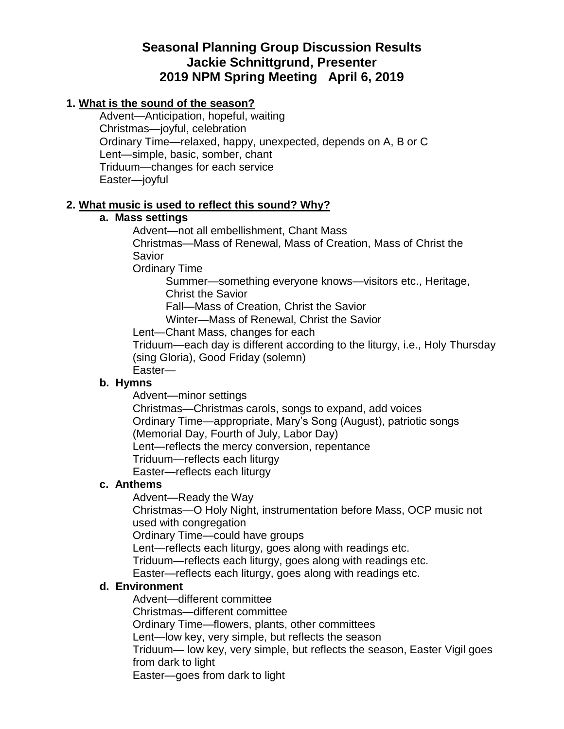# Seasonal Planning Group Discussion Results
## Jackie Schnittgrund, Presenter
## 2019 NPM Spring Meeting April 6, 2019

1. **What is the sound of the season?**

   Advent—Anticipation, hopeful, waiting
   Christmas—joyful, celebration
   Ordinary Time—relaxed, happy, unexpected, depends on A, B or C
   Lent—simple, basic, somber, chant
   Triduum—changes for each service
   Easter—joyful

2. **What music is used to reflect this sound? Why?**

   a. **Mass settings**

      Advent—not all embellishment, Chant Mass
      Christmas—Mass of Renewal, Mass of Creation, Mass of Christ the Savior
      Ordinary Time

         Summer—something everyone knows—visitors etc., Heritage, Christ the Savior
         Fall—Mass of Creation, Christ the Savior
         Winter—Mass of Renewal, Christ the Savior

      Lent—Chant Mass, changes for each
      Triduum—each day is different according to the liturgy, i.e., Holy Thursday (sing Gloria), Good Friday (solemn)
      Easter—

   b. **Hymns**

      Advent—minor settings
      Christmas—Christmas carols, songs to expand, add voices
      Ordinary Time—appropriate, Mary's Song (August), patriotic songs (Memorial Day, Fourth of July, Labor Day)
      Lent—reflects the mercy conversion, repentance
      Triduum—reflects each liturgy
      Easter—reflects each liturgy

   c. **Anthems**

      Advent—Ready the Way
      Christmas—O Holy Night, instrumentation before Mass, OCP music not used with congregation
      Ordinary Time—could have groups
      Lent—reflects each liturgy, goes along with readings etc.
      Triduum—reflects each liturgy, goes along with readings etc.
      Easter—reflects each liturgy, goes along with readings etc.

   d. **Environment**

      Advent—different committee
      Christmas—different committee
      Ordinary Time—flowers, plants, other committees
      Lent—low key, very simple, but reflects the season
      Triduum— low key, very simple, but reflects the season, Easter Vigil goes from dark to light
      Easter—goes from dark to light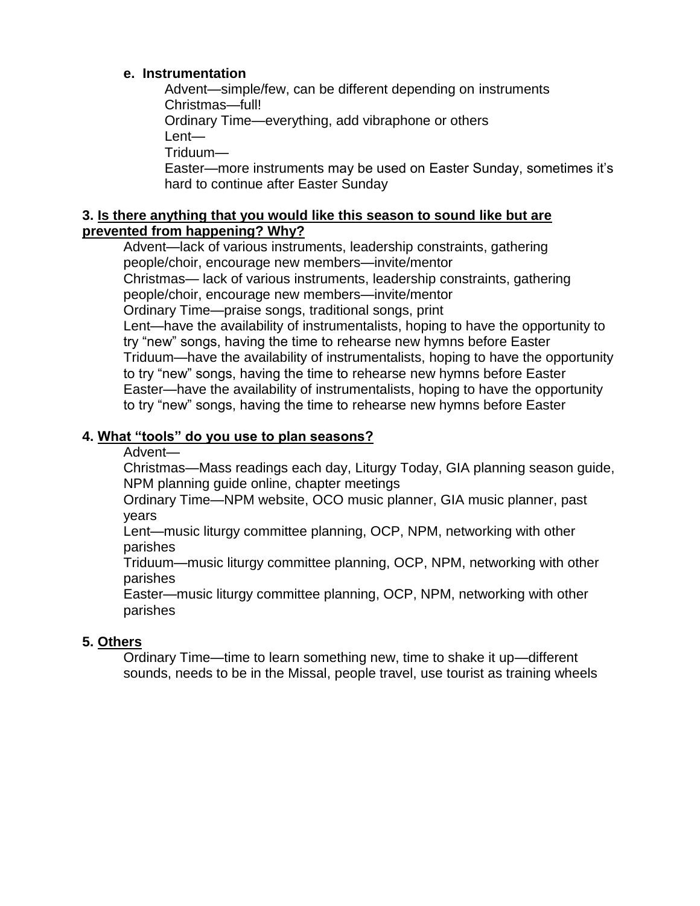**e. Instrumentation**

Advent—simple/few, can be different depending on instruments
Christmas—full!
Ordinary Time—everything, add vibraphone or others
Lent—
Triduum—
Easter—more instruments may be used on Easter Sunday, sometimes it's hard to continue after Easter Sunday

**3. <u>Is there anything that you would like this season to sound like but are prevented from happening? Why?</u>**

Advent—lack of various instruments, leadership constraints, gathering people/choir, encourage new members—invite/mentor
Christmas— lack of various instruments, leadership constraints, gathering people/choir, encourage new members—invite/mentor
Ordinary Time—praise songs, traditional songs, print
Lent—have the availability of instrumentalists, hoping to have the opportunity to try "new" songs, having the time to rehearse new hymns before Easter
Triduum—have the availability of instrumentalists, hoping to have the opportunity to try "new" songs, having the time to rehearse new hymns before Easter
Easter—have the availability of instrumentalists, hoping to have the opportunity to try "new" songs, having the time to rehearse new hymns before Easter

**4. <u>What "tools" do you use to plan seasons?</u>**

Advent—
Christmas—Mass readings each day, Liturgy Today, GIA planning season guide, NPM planning guide online, chapter meetings
Ordinary Time—NPM website, OCO music planner, GIA music planner, past years
Lent—music liturgy committee planning, OCP, NPM, networking with other parishes
Triduum—music liturgy committee planning, OCP, NPM, networking with other parishes
Easter—music liturgy committee planning, OCP, NPM, networking with other parishes

**5. <u>Others</u>**

Ordinary Time—time to learn something new, time to shake it up—different sounds, needs to be in the Missal, people travel, use tourist as training wheels